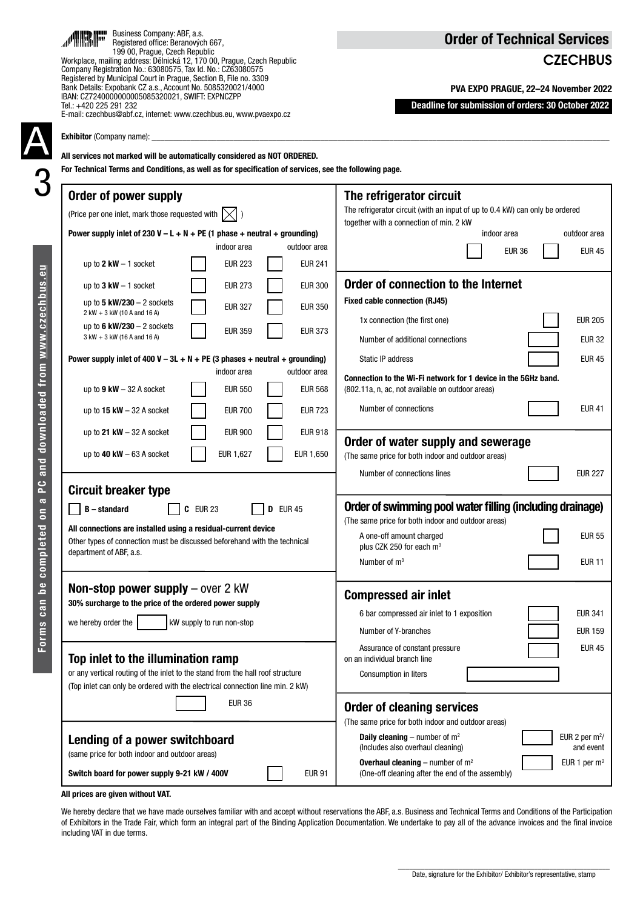Business Company: ABF, a.s.
Registered office: Beranových 667,
199 00, Prague, Czech Republic
Workplace, mailing address: Dělnická 12, 170 00, Prague, Czech Republic
Company Registration No.: 63080575, Tax Id. No.: CZ63080575
Registered by Municipal Court in Prague, Section B, File no. 3309
Bank Details: Expobank CZ a.s., Account No. 5085320021/4000
IBAN: CZ7240000000005085320021, SWIFT: EXPNCZPP
Tel.: +420 225 291 232
E-mail: czechbus@abf.cz, internet: www.czechbus.eu, www.pvaexpo.cz

# Order of Technical Services

## CZECHBUS

**PVA EXPO PRAGUE, 22–24 November 2022**

**Deadline for submission of orders: 30 October 2022**

A 3

**Exhibitor** (Company name): ____________________

**All services not marked will be automatically considered as NOT ORDERED.**

**For Technical Terms and Conditions, as well as for specification of services, see the following page.**

## Order of power supply

(Price per one inlet, mark those requested with ☒ )

**Power supply inlet of 230 V – L + N + PE (1 phase + neutral + grounding)**

| | indoor area | outdoor area |
|---|---|---|
| up to **2 kW** – 1 socket | ☐ EUR 223 | ☐ EUR 241 |
| up to **3 kW** – 1 socket | ☐ EUR 273 | ☐ EUR 300 |
| up to **5 kW/230** – 2 sockets (2 kW + 3 kW (10 A and 16 A)) | ☐ EUR 327 | ☐ EUR 350 |
| up to **6 kW/230** – 2 sockets (3 kW + 3 kW (16 A and 16 A)) | ☐ EUR 359 | ☐ EUR 373 |

**Power supply inlet of 400 V – 3L + N + PE (3 phases + neutral + grounding)**

| | indoor area | outdoor area |
|---|---|---|
| up to **9 kW** – 32 A socket | ☐ EUR 550 | ☐ EUR 568 |
| up to **15 kW** – 32 A socket | ☐ EUR 700 | ☐ EUR 723 |
| up to **21 kW** – 32 A socket | ☐ EUR 900 | ☐ EUR 918 |
| up to **40 kW** – 63 A socket | ☐ EUR 1,627 | ☐ EUR 1,650 |

## Circuit breaker type

☐ **B – standard** ☐ **C** EUR 23 ☐ **D** EUR 45

**All connections are installed using a residual-current device**

Other types of connection must be discussed beforehand with the technical department of ABF, a.s.

## Non-stop power supply – over 2 kW

**30% surcharge to the price of the ordered power supply**

we hereby order the ______ kW supply to run non-stop

## Top inlet to the illumination ramp

or any vertical routing of the inlet to the stand from the hall roof structure

(Top inlet can only be ordered with the electrical connection line min. 2 kW)

☐ EUR 36

## Lending of a power switchboard

(same price for both indoor and outdoor areas)

**Switch board for power supply 9-21 kW / 400V** ☐ EUR 91

## The refrigerator circuit

The refrigerator circuit (with an input of up to 0.4 kW) can only be ordered together with a connection of min. 2 kW

| indoor area | outdoor area |
|---|---|
| ☐ EUR 36 | ☐ EUR 45 |

## Order of connection to the Internet

**Fixed cable connection (RJ45)**

| | |
|---|---|
| 1x connection (the first one) | ☐ EUR 205 |
| Number of additional connections | ☐ EUR 32 |
| Static IP address | ☐ EUR 45 |

**Connection to the Wi-Fi network for 1 device in the 5GHz band.**
(802.11a, n, ac, not available on outdoor areas)

| | |
|---|---|
| Number of connections | ☐ EUR 41 |

## Order of water supply and sewerage

(The same price for both indoor and outdoor areas)

| | |
|---|---|
| Number of connections lines | ☐ EUR 227 |

## Order of swimming pool water filling (including drainage)

(The same price for both indoor and outdoor areas)

| | |
|---|---|
| A one-off amount charged plus CZK 250 for each m³ | ☐ EUR 55 |
| Number of m³ | ☐ EUR 11 |

## Compressed air inlet

| | |
|---|---|
| 6 bar compressed air inlet to 1 exposition | ☐ EUR 341 |
| Number of Y-branches | ☐ EUR 159 |
| Assurance of constant pressure on an individual branch line | ☐ EUR 45 |
| Consumption in liters | ☐ |

## Order of cleaning services

(The same price for both indoor and outdoor areas)

| | |
|---|---|
| **Daily cleaning** – number of m² (Includes also overhaul cleaning) | ☐ EUR 2 per m²/ and event |
| **Overhaul cleaning** – number of m² (One-off cleaning after the end of the assembly) | ☐ EUR 1 per m² |

**All prices are given without VAT.**

We hereby declare that we have made ourselves familiar with and accept without reservations the ABF, a.s. Business and Technical Terms and Conditions of the Participation of Exhibitors in the Trade Fair, which form an integral part of the Binding Application Documentation. We undertake to pay all of the advance invoices and the final invoice including VAT in due terms.

____________________
Date, signature for the Exhibitor/ Exhibitor's representative, stamp

**Forms can be completed on a PC and downloaded from www.czechbus.eu**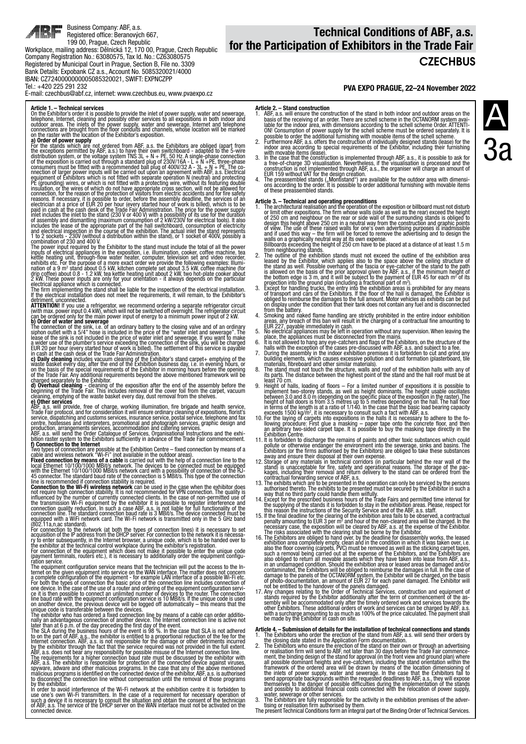Business Company: ABF, a.s.
Registered office: Beranových 667, 199 00, Prague, Czech Republic
Workplace, mailing address: Dělnická 12, 170 00, Prague, Czech Republic
Company Registration No.: 63080575, Tax Id. No.: CZ63080575
Registered by Municipal Court in Prague, Section B, File no. 3309
Bank Details: Expobank CZ a.s., Account No. 5085320021/4000
IBAN: CZ7240000000005085320021, SWIFT: EXPNCZPP
Tel.: +420 225 291 232
E-mail: czechbus@abf.cz, internet: www.czechbus.eu, www.pvaexpo.cz

# Technical Conditions of ABF, a.s. for the Participation of Exhibitors in the Trade Fair CZECHBUS

**PVA EXPO PRAGUE, 22–24 November 2022**

A 3a

**Article 1. – Technical services**

On the Exhibitor's order it is possible to provide the inlet of power supply, water and sewerage, telephone, Internet, cleaning and possibly other services to all expositions in both indoor and outdoor areas. The inlets of the power supply, water and sewerage, Internet and telephone connections are brought from the floor conduits and channels, whose location will be marked on the raster with the location of the Exhibitor's exposition.

**a) Order of power supply**

For the stands which are not ordered from ABF, a.s. the Exhibitors are obliged (apart from the exceptions permitted by ABF, a.s.) to have their own switchboard - adapted to the 5-wire distribution system, or the voltage system TNS 3L + N + PE, 50 Hz. A single-phase connection of the exposition is carried out through a standard plug of 230V/16A - L + N +PE, three-phase consumers must be fitted with a recommended ball plug of 400V/32 A - 3L + N + PE. The connection of larger power inputs will be carried out upon an agreement with ABF, a.s. Electrical equipment of Exhibitors which is not fitted with separate operation N (neutral) and protecting PE (grounding) wires, or which is not fitted with a protecting wire, without its featuring double insulation, or the wires of which do not have appropriate cross section, will not be allowed for connection, for the reason of the protection of visitors from electric accidents and for fire safety reasons. If necessary, it is possible to order, before the assembly deadline, the services of an electrician at a price of EUR 20 per hour (every started hour of work is billed), which is to be paid in cash at the cash desk of the Trade Fair Administration. The price for the power supply inlet includes the inlet to the stand (230 V or 400 V) with a possibility of its use for the duration of assembly and dismantling (maximum consumption of 2 kW/230V for electrical tools). It also includes the lease of the appropriate part of the hall switchboard, consumption of electricity and electrical inspection in the course of the exhibition. The actual inlet the stand represents 1 to 2 sockets - 230V (without a distribution within the stand), or 1 socket of 400V, possibly a combination of 230 and 400 V.

The power input required by the Exhibitor to the stand must include the total of all the power inputs of electrical appliances in the exposition, i.e. illumination, cooker, coffee machine, tea kettle heating unit, through-flow water heater, computer, television set and video recorder, exhibits etc. For the purpose of a more exact order we provide the following examples: Illumination of a 9 m² stand about 0.5 kW, kitchen complete set about 3.5 kW, coffee machine (for drip coffee) about 0.8 - 1.2 kW, tea kettle heating unit about 2 kW, two hot-plate cooker about 2 kW. These power inputs are only for your orientation - it always depends on the particular electrical appliance which is connected.

The firm implementing the stand shall be liable for the inspection of the electrical installation. If the electrical installation does not meet the requirements, it will remain, to the Exhibitor's detriment, unconnected.

**ATTENTION!** If you use a refrigerator, we recommend ordering a separate refrigerator circuit (with max. power input 0.4 kW), which will not be switched off overnight. The refrigerator circuit can be ordered only for the main power input of energy to a minimum power input of 2 kW.

**b) Order of water and sewerage**

The connection of the sink, i.e. of an ordinary battery to the closing valve and of an ordinary siphon outlet with a 5/4" hose is included in the price of the "water inlet and sewerage". The lease of the sink is not included in the price of water inlet and sewerage. If you want to make a wider use of the plumber's service exceeding the connection of the sink, you will be charged EUR 20 per hour (every started hour of work is billed). The settlement of this service is payable in cash at the cash desk of the Trade Fair Administration.

**c) Daily cleaning** includes vacuum cleaning of the Exhibitor's stand carpet+ emptying of the waste basket every day, after the end of the Exhibition business day, i.e. in evening hours, or on the basis of the special requirements of the Exhibitor in morning hours before the opening of the Trade Fair. Any additional requirements beyond the above mentioned framework will be charged separately to the Exhibitor.

**d) Overhaul cleaning** - cleaning of the exposition after the end of the assembly before the beginning of the Trade Fair. This includes removal of the cover foil from the carpet, vacuum cleaning, emptying of the waste basket every day, dust removal from the shelves.

**e) Other services**

ABF, a.s. will provide, free of charge, working illumination, fire brigade and health service, Trade Fair protocol, and for consideration it will ensure ordinary cleaning of expositions, florist's service, dispatching and customs services, insurance service, postal service, telephone and fax centre, hostesses and interpreters, promotional and photograph services, graphic design and production, arrangements services, accommodation and catering services.

ABF, a.s. will send the Order Catalogue of Services, Organisational Instructions and the exhibition raster system to the Exhibitors sufficiently in advance of the Trade Fair commencement.

**f) Connection to the Internet**

Two types of connection are possible at the Exhibition Centre – fixed connection by means of a cable and wireless network "Wi-Fi" (not available in the outdoor areas).

**Fixed connection by means of a cable** is carried out with the help of a connection line to the local Ethernet 10/100/1000 MBit/s network. The devices to be connected must be equipped with the Ethernet 10/100/1000 MBit/s network card with a possibility of connection of the RJ-45 connector. The standard baud rate of the connection is 5 MBit/s. This type of the connection line is recommended if connection stability is required.

**Connection to the Wi-Fi wireless network** can be used in the case when the exhibitor does not require high connection stability. It is not recommended for VPN connection. The quality is influenced by the number of currently connected clients. In the case of non-permitted use of the transmission Wi-Fi equipment by the exhibitor it is possible to register interference and connection quality reduction. In such a case ABF, a.s. is not liable for full functionality of the connection line. The standard connection baud rate is 3 MBit/s. The device connected must be equipped with a WiFi network card. The Wi-Fi network is transmitted only in the 5 GHz band (802.11a,n,ac standard).

For connection to the network (at both the types of connection lines) it is necessary to set acquisition of the IP address from the DHCP server. For connection to the network it is necessary to enter subsequently, in the Internet browser, a unique code, which is to be handed over to the exhibitor at the technical control workplace during the exhibitor's registration.

For connection of the equipment which does not make it possible to enter the unique code (payment terminals, routers etc.), it is necessary to additionally order the equipment configuration service.

The equipment configuration service means that the technician will put the access to the Internet on the given equipment into service on the WAN interface. The matter does not concern a complete configuration of the equipment - for example LAN interface of a possible Wi-Fi etc. For both the types of connection the basic price of the connection line includes connection of one device. In the case of the use of a router and ordering of the equipment configuration service it is then possible to connect an unlimited number of devices to the router. The connection line baud rate with the equipment configuration service is 10 MBit/s. If the unique code is used on another device, the previous device will be logged off automatically – this means that the unique code is transferable between the devices.

The exhibitor who has ordered a fixed connection line by means of a cable can order additionally an advantageous connection of another device. The Internet connection line is active not later than at 6 p.m. of the day preceding the first day of the event.

The SLA during the business hours of the event is 98 %. In the case that SLA is not adhered to on the part of ABF, a.s., the exhibitor is entitled to a proportional reduction of the fee for the Internet connection. ABF, a.s. is not responsible for the damage or other detriments incurred by the exhibitor through the fact that the service required was not provided in the full extent. ABF, a.s. does not bear any responsibility for possible misuse of the Internet connection line.

The requirements for a higher connection baud rate must be discussed by the exhibitor with ABF, a.s. The exhibitor is responsible for protection of the connected device against viruses, spyware, adware and other malicious programs. In the case that any of the above mentioned malicious programs is identified on the connected device of the exhibitor, ABF, a.s. is authorised to disconnect the connection line without compensation until the removal of those programs by the exhibitor.

In order to avoid interference of the Wi-Fi network at the exhibition centre it is forbidden to use one's own Wi-Fi transmitters. In the case of a requirement for necessary operation of such a device it is necessary to consult the situation and obtain the consent of the technician of ABF, a.s. The service of the DHCP server on the WAN interface must not be activated on the connected device.

**Article 2. – Stand construction**

1. ABF, a.s. will ensure the construction of the stand in both indoor and outdoor areas on the basis of the receiving of an order. There are schell scheme in the OCTANORM system available for the indoor area, with dimensions according to the schell scheme Order. ATTENTION! Consumption of power supply for the schell scheme must be ordered separately. It is possible to order the additional furnishing with movable items of the schell scheme.
2. Furthermore ABF, a.s. offers the construction of individually designed stands (lease) for the indoor area according to special requirements of the Exhibitor, including their furnishing with movable items (lease).
3. In the case that the construction is implemented through ABF, a.s., it is possible to ask for a free-of-charge 3D visualisation. Nevertheless, if the visualisation is processed and the construction is not implemented through ABF, a.s., the organiser will charge an amount of EUR 159 without VAT for the design creation.
4. The preassembled stands („Montstand") are available for the outdoor area with dimensions according to the order. It is possible to order additional furnishing with movable items of these preassembled stands.

**Article 3. – Technical and operating preconditions**

1. The architectural realisation and the operation of the exposition or billboard must not disturb or limit other expositions. The firm whose walls (side as well as the rear) exceed the height of 250 cm and neighbour on the rear or side wall of the surrounding stands is obliged to design this height above 250 cm in a neutral way from the construction and graphic points of view. The use of these raised walls for one's own advertising purposes is inadmissible and if used this way – the firm will be forced to remove the advertising and to design the walls on a graphically neutral way at its own expense.
   Billboards exceeding the height of 250 cm have to be placed at a distance of at least 1.5 m from neighbouring stands.
2. The outline of the exhibition stands must not exceed the outline of the exhibition area leased by the Exhibitor, which applies also to the space above the ceiling structure of the stand as well. Possible overhang of the fascia or eye-catcher of the stand to the path is allowed on the basis of the prior approval given by ABF, a.s., if the minimum height of the bottom edge is 3 m, and it will be subject to the payment of EUR 45 for each m² of its projection into the ground plan (including a fractional part of m²).
3. Except for handling trucks, the entry into the exhibition areas is prohibited for any means of transport and cars of the Exhibitors. If the floor of the hall is damaged, the Exhibitor is obliged to reimburse the damages to the full amount. Motor vehicles as exhibits can be put on display under the condition that their tank does not contain any fuel and is disconnected from the battery.
4. Smoking and naked flame handling are strictly prohibited in the entire indoor exhibition areas, any breach of this ban will result in the charging of a contractual fine amounting to EUR 227, payable immediately in cash.
5. No electrical appliances may be left in operation without any supervision. When leaving the place, the appliances must be disconnected from the mains.
6. It is not allowed to hang any eye-catchers and flags of the Exhibitors, on the structure of the halls with the exception of the cases pre-discussed with ABF, a.s. and subject to a fee.
7. During the assembly in the indoor exhibition premises it is forbidden to cut and grind any building elements, which causes excessive pollution and dust formation (plasterboard, tile materials, fibreboard and other similar materials).
8. The stand must not touch the structure, walls and roof of the exhibition halls with any of its parts. The distance between the highest point of the stand and the hall roof must be at least 70 cm.
9. Height of halls, loading of floors – For a limited number of expositions it is possible to implement two-storey stands, as well as height dominants. The height usable oscillates between 3.0 and 8.0 m (depending on the specific place of the exposition in the raster). The height of hall doors is from 3.5 metres up to 5 metres depending on the hall. The hall floor in terms of the length is at a ratio of 1/140. In the case that the basic load bearing capacity exceeds 1500 kg/m², it is necessary to consult such a fact with ABF, a.s.
10. For the laying of carpets into expositions in the halls it is necessary to adhere to the following procedure: First glue a masking – paper tape onto the concrete floor, and then an arbitrary two-sided carpet tape. It is possible to buy the masking tape directly in the Exhibition Centre.
11. It is forbidden to discharge the remains of paints and other toxic substances which could pollute or otherwise endanger the environment into the sewerage, sinks and basins. The Exhibitors (or the firms authorised by the Exhibitors) are obliged to take these substances away and ensure their disposal at their own expense.
12. Storage of any materials in technical corridors (in particular behind the rear wall of the stand) is unacceptable for fire, safety and operational reasons. The storage of the packages, including their removal and return delivery to the stand can be ordered from the contractual forwarding service of ABF, a.s.
13. The exhibits which are to be presented in the operation can only be serviced by the persons authorised thereto. The exhibits to be presented must be secured by the Exhibitor in such a way that no third party could handle them wilfully.
14. Except for the prescribed business hours of the Trade Fairs and permitted time interval for the supplying of the stands it is forbidden to stay in the exhibition areas. Please, respect for this reason the instructions of the Security Service and of the ABF, a.s. staff.
15. If the final deadline for the clearing of the exhibition area fails to be observed, a contractual penalty amounting to EUR 3 per m² and hour of the non-cleared area will be charged. In the necessary case, the exposition will be cleared by ABF, a.s. at the expense of the Exhibitor. The risks associated with the clearing shall be borne by the Exhibitor.
16. The Exhibitors are obliged to hand over, by the deadline for disassembly works, the leased exhibition area completely empty, clean and in the condition in which it was taken over, i.e. also the floor covering (carpets, PVC) must be removed as well as the sticking carpet tapes, such a removal being carried out at the expense of the Exhibitors, and the Exhibitors are also obliged to return all movable assets which they have taken into lease from ABF, a.s., in an undamaged condition. Should the exhibition area or leased areas be damaged and/or contaminated, the Exhibitors will be obliged to reimburse the damages in full. In the case of damage to the panels of the OCTANORM system, the Exhibitor will be charged, on the basis of photo-documentation, an amount of EUR 27 for each panel damaged. The Exhibitor will not be entitled to the handover of the panels damaged.
17. Any changes relating to the Order of Technical Services, construction and equipment of stands required by the Exhibitor additionally after the term of commencement of the assembly will be accommodated only after the timely ordered work and services towards the other Exhibitors. These additional orders of work and services can be charged by ABF, a.s. with a surcharge amounting to as much as 100% of the price calculated. The payment shall be made by the Exhibitor in cash on site.

**Article 4. – Submission of details for the installation of technical connections and stands**

1. The Exhibitors who order the erection of the stand from ABF, a.s. will send their orders by the closing date stated in the Application Form documentation.
2. The Exhibitors who ensure the erection of the stand on their own or through an advertising or realisation firm will send to ABF, not later than 30 days before the Trade Fair commencement, the binding design of the stand for approval (in the front view and ground plan) where all possible dominant heights and eye-catchers, including the stand orientation within the framework of the ordered area will be drawn by means of the location dimensioning of the inlets of power supply, water and sewerage. In the case that the Exhibitors fail to send appropriate backgrounds within the requested deadlines to ABF, a.s., they will expose themselves to the danger of possible difficulties during the implementation of the stands and possibly to additional financial costs connected with the relocation of power supply, water, sewerage or other services.
3. The Exhibitors are fully responsible for the activity in the exhibition premises of the advertising or realisation firm authorised by them.

The present Technical Conditions form an integral part of the Binding Order of Technical Services.